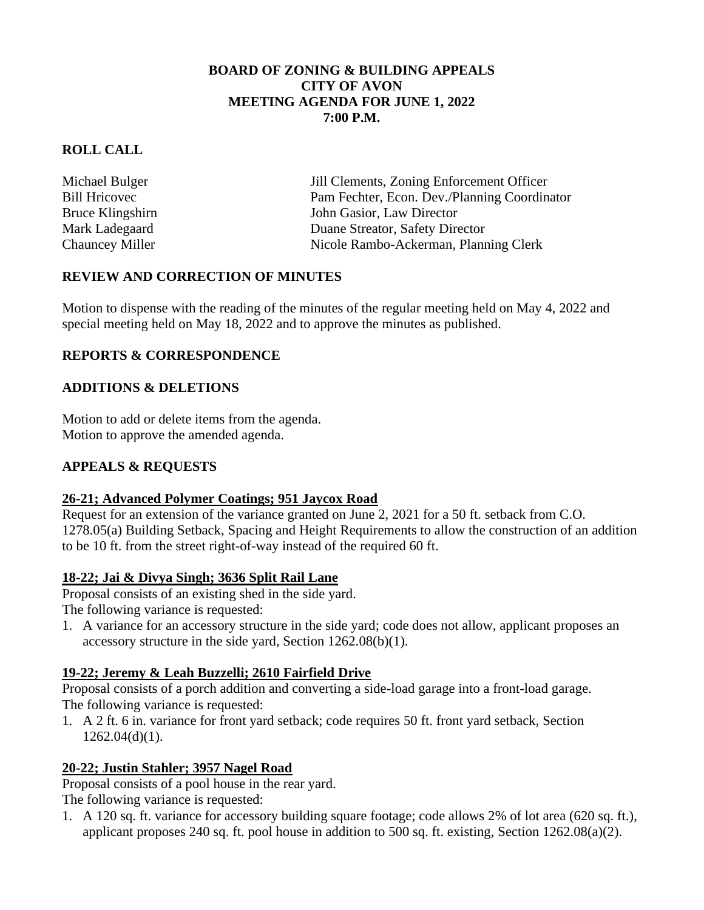# BOARD OF ZONING & BUILDING APPEALS
# CITY OF AVON
# MEETING AGENDA FOR JUNE 1, 2022
# 7:00 P.M.

## ROLL CALL

| | |
|---|---|
| Michael Bulger | Jill Clements, Zoning Enforcement Officer |
| Bill Hricovec | Pam Fechter, Econ. Dev./Planning Coordinator |
| Bruce Klingshirn | John Gasior, Law Director |
| Mark Ladegaard | Duane Streator, Safety Director |
| Chauncey Miller | Nicole Rambo-Ackerman, Planning Clerk |

## REVIEW AND CORRECTION OF MINUTES

Motion to dispense with the reading of the minutes of the regular meeting held on May 4, 2022 and special meeting held on May 18, 2022 and to approve the minutes as published.

## REPORTS & CORRESPONDENCE

## ADDITIONS & DELETIONS

Motion to add or delete items from the agenda.
Motion to approve the amended agenda.

## APPEALS & REQUESTS

### 26-21; Advanced Polymer Coatings; 951 Jaycox Road

Request for an extension of the variance granted on June 2, 2021 for a 50 ft. setback from C.O. 1278.05(a) Building Setback, Spacing and Height Requirements to allow the construction of an addition to be 10 ft. from the street right-of-way instead of the required 60 ft.

### 18-22; Jai & Divya Singh; 3636 Split Rail Lane

Proposal consists of an existing shed in the side yard.
The following variance is requested:

1. A variance for an accessory structure in the side yard; code does not allow, applicant proposes an accessory structure in the side yard, Section 1262.08(b)(1).

### 19-22; Jeremy & Leah Buzzelli; 2610 Fairfield Drive

Proposal consists of a porch addition and converting a side-load garage into a front-load garage.
The following variance is requested:

1. A 2 ft. 6 in. variance for front yard setback; code requires 50 ft. front yard setback, Section 1262.04(d)(1).

### 20-22; Justin Stahler; 3957 Nagel Road

Proposal consists of a pool house in the rear yard.
The following variance is requested:

1. A 120 sq. ft. variance for accessory building square footage; code allows 2% of lot area (620 sq. ft.), applicant proposes 240 sq. ft. pool house in addition to 500 sq. ft. existing, Section 1262.08(a)(2).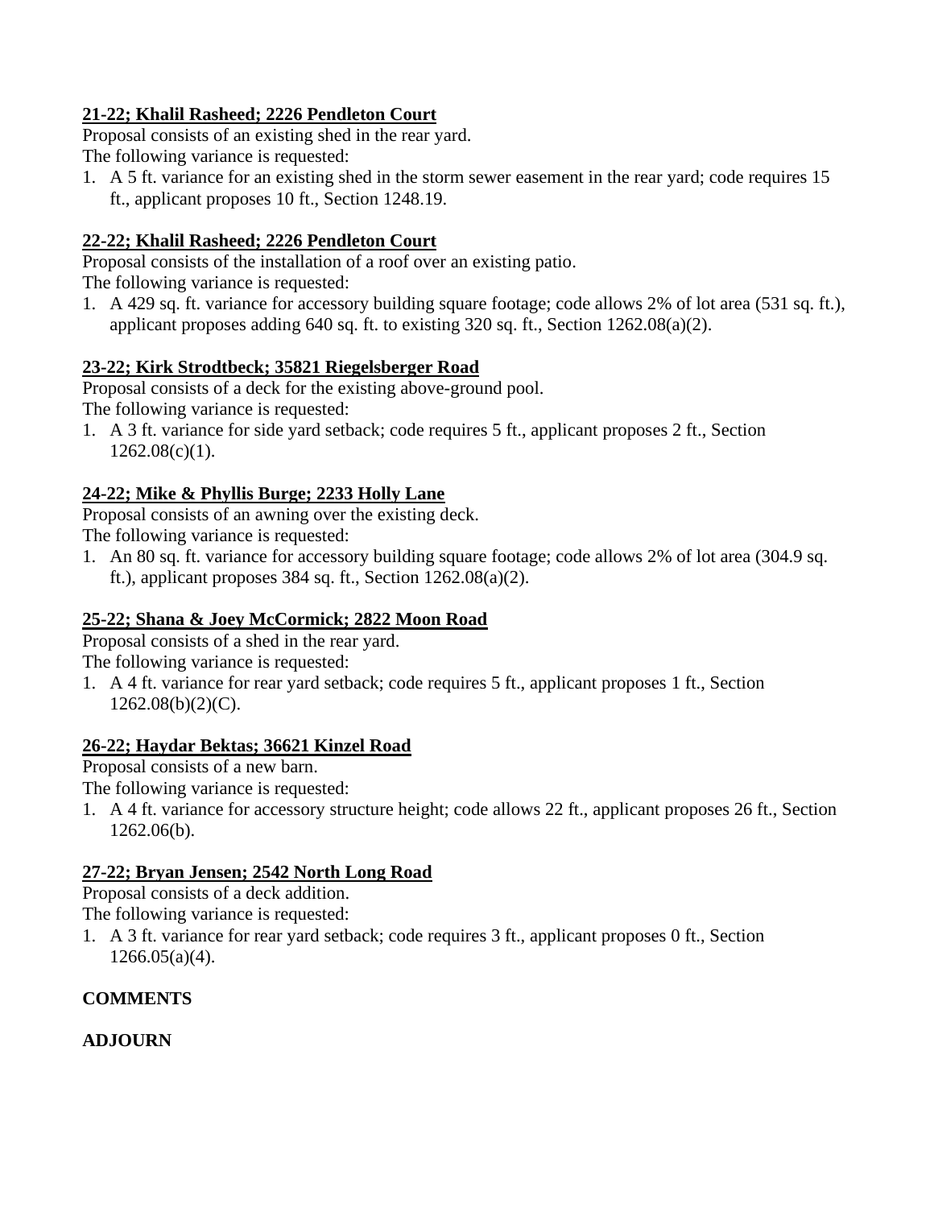**<u>21-22; Khalil Rasheed; 2226 Pendleton Court</u>**

Proposal consists of an existing shed in the rear yard.
The following variance is requested:

1. A 5 ft. variance for an existing shed in the storm sewer easement in the rear yard; code requires 15 ft., applicant proposes 10 ft., Section 1248.19.

**<u>22-22; Khalil Rasheed; 2226 Pendleton Court</u>**

Proposal consists of the installation of a roof over an existing patio.
The following variance is requested:

1. A 429 sq. ft. variance for accessory building square footage; code allows 2% of lot area (531 sq. ft.), applicant proposes adding 640 sq. ft. to existing 320 sq. ft., Section 1262.08(a)(2).

**<u>23-22; Kirk Strodtbeck; 35821 Riegelsberger Road</u>**

Proposal consists of a deck for the existing above-ground pool.
The following variance is requested:

1. A 3 ft. variance for side yard setback; code requires 5 ft., applicant proposes 2 ft., Section 1262.08(c)(1).

**<u>24-22; Mike & Phyllis Burge; 2233 Holly Lane</u>**

Proposal consists of an awning over the existing deck.
The following variance is requested:

1. An 80 sq. ft. variance for accessory building square footage; code allows 2% of lot area (304.9 sq. ft.), applicant proposes 384 sq. ft., Section 1262.08(a)(2).

**<u>25-22; Shana & Joey McCormick; 2822 Moon Road</u>**

Proposal consists of a shed in the rear yard.
The following variance is requested:

1. A 4 ft. variance for rear yard setback; code requires 5 ft., applicant proposes 1 ft., Section 1262.08(b)(2)(C).

**<u>26-22; Haydar Bektas; 36621 Kinzel Road</u>**

Proposal consists of a new barn.
The following variance is requested:

1. A 4 ft. variance for accessory structure height; code allows 22 ft., applicant proposes 26 ft., Section 1262.06(b).

**<u>27-22; Bryan Jensen; 2542 North Long Road</u>**

Proposal consists of a deck addition.
The following variance is requested:

1. A 3 ft. variance for rear yard setback; code requires 3 ft., applicant proposes 0 ft., Section 1266.05(a)(4).

**COMMENTS**

**ADJOURN**